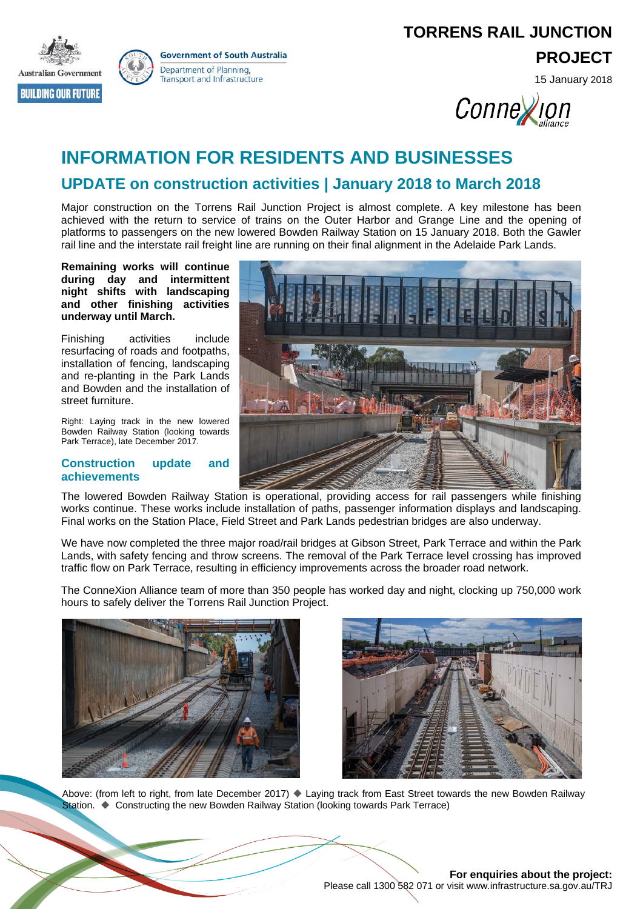# TORRENS RAIL JUNCTION PROJECT

15 January 2018

# INFORMATION FOR RESIDENTS AND BUSINESSES

## UPDATE on construction activities | January 2018 to March 2018

Major construction on the Torrens Rail Junction Project is almost complete. A key milestone has been achieved with the return to service of trains on the Outer Harbor and Grange Line and the opening of platforms to passengers on the new lowered Bowden Railway Station on 15 January 2018. Both the Gawler rail line and the interstate rail freight line are running on their final alignment in the Adelaide Park Lands.

**Remaining works will continue during day and intermittent night shifts with landscaping and other finishing activities underway until March.**

Finishing activities include resurfacing of roads and footpaths, installation of fencing, landscaping and re-planting in the Park Lands and Bowden and the installation of street furniture.

Right: Laying track in the new lowered Bowden Railway Station (looking towards Park Terrace), late December 2017.

### Construction update and achievements

The lowered Bowden Railway Station is operational, providing access for rail passengers while finishing works continue. These works include installation of paths, passenger information displays and landscaping. Final works on the Station Place, Field Street and Park Lands pedestrian bridges are also underway.

We have now completed the three major road/rail bridges at Gibson Street, Park Terrace and within the Park Lands, with safety fencing and throw screens. The removal of the Park Terrace level crossing has improved traffic flow on Park Terrace, resulting in efficiency improvements across the broader road network.

The ConneXion Alliance team of more than 350 people has worked day and night, clocking up 750,000 work hours to safely deliver the Torrens Rail Junction Project.

Above: (from left to right, from late December 2017) ◆ Laying track from East Street towards the new Bowden Railway Station. ◆ Constructing the new Bowden Railway Station (looking towards Park Terrace)

**For enquiries about the project:**
Please call 1300 582 071 or visit www.infrastructure.sa.gov.au/TRJ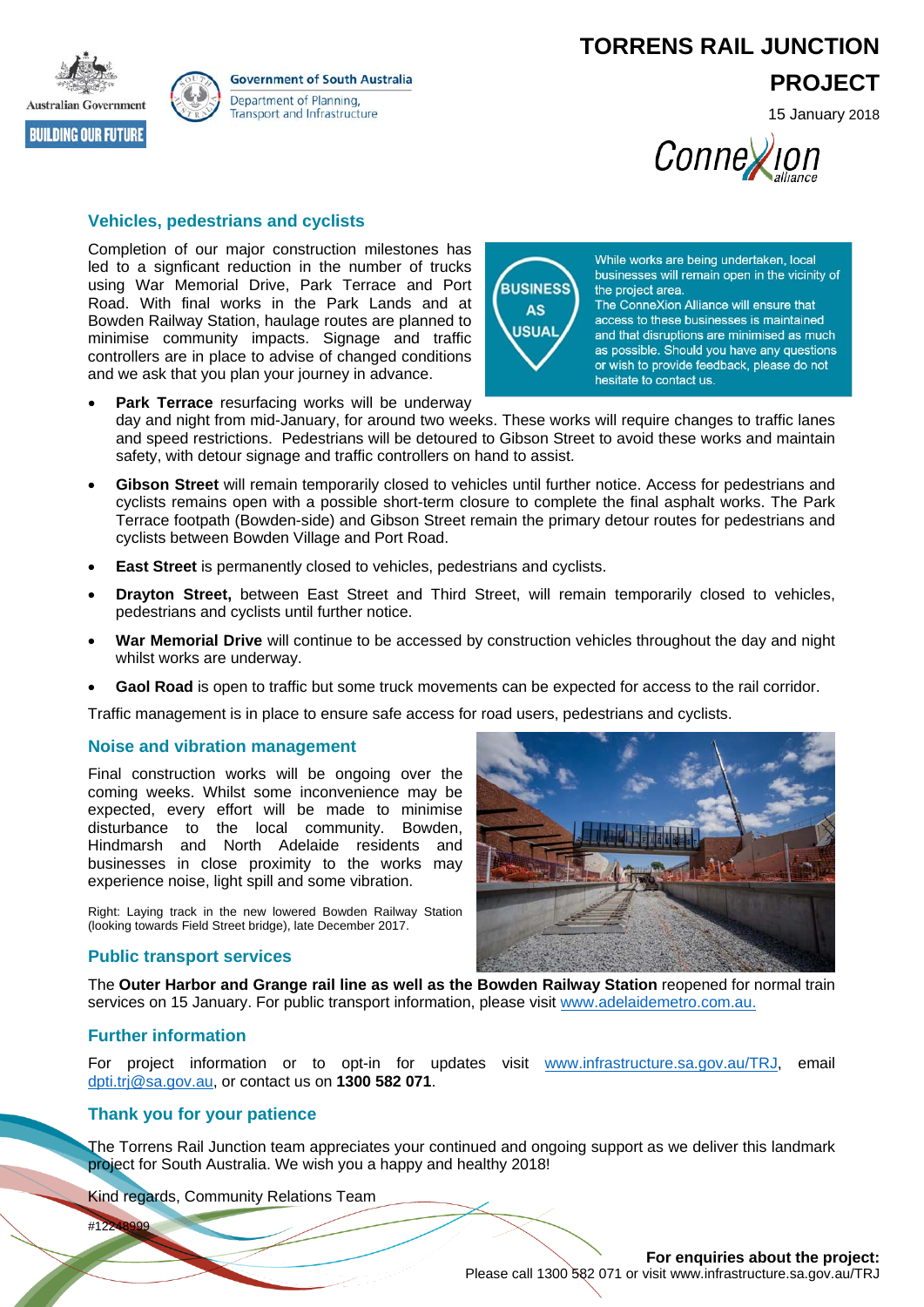# TORRENS RAIL JUNCTION PROJECT

15 January 2018

## Vehicles, pedestrians and cyclists

Completion of our major construction milestones has led to a signficant reduction in the number of trucks using War Memorial Drive, Park Terrace and Port Road. With final works in the Park Lands and at Bowden Railway Station, haulage routes are planned to minimise community impacts. Signage and traffic controllers are in place to advise of changed conditions and we ask that you plan your journey in advance.

**BUSINESS AS USUAL**

While works are being undertaken, local businesses will remain open in the vicinity of the project area.
The ConneXion Alliance will ensure that access to these businesses is maintained and that disruptions are minimised as much as possible. Should you have any questions or wish to provide feedback, please do not hesitate to contact us.

- **Park Terrace** resurfacing works will be underway day and night from mid-January, for around two weeks. These works will require changes to traffic lanes and speed restrictions. Pedestrians will be detoured to Gibson Street to avoid these works and maintain safety, with detour signage and traffic controllers on hand to assist.
- **Gibson Street** will remain temporarily closed to vehicles until further notice. Access for pedestrians and cyclists remains open with a possible short-term closure to complete the final asphalt works. The Park Terrace footpath (Bowden-side) and Gibson Street remain the primary detour routes for pedestrians and cyclists between Bowden Village and Port Road.
- **East Street** is permanently closed to vehicles, pedestrians and cyclists.
- **Drayton Street,** between East Street and Third Street, will remain temporarily closed to vehicles, pedestrians and cyclists until further notice.
- **War Memorial Drive** will continue to be accessed by construction vehicles throughout the day and night whilst works are underway.
- **Gaol Road** is open to traffic but some truck movements can be expected for access to the rail corridor.

Traffic management is in place to ensure safe access for road users, pedestrians and cyclists.

## Noise and vibration management

Final construction works will be ongoing over the coming weeks. Whilst some inconvenience may be expected, every effort will be made to minimise disturbance to the local community. Bowden, Hindmarsh and North Adelaide residents and businesses in close proximity to the works may experience noise, light spill and some vibration.

Right: Laying track in the new lowered Bowden Railway Station (looking towards Field Street bridge), late December 2017.

## Public transport services

The **Outer Harbor and Grange rail line as well as the Bowden Railway Station** reopened for normal train services on 15 January. For public transport information, please visit www.adelaidemetro.com.au.

## Further information

For project information or to opt-in for updates visit www.infrastructure.sa.gov.au/TRJ, email dpti.trj@sa.gov.au, or contact us on **1300 582 071**.

## Thank you for your patience

The Torrens Rail Junction team appreciates your continued and ongoing support as we deliver this landmark project for South Australia. We wish you a happy and healthy 2018!

Kind regards, Community Relations Team

#12248999

**For enquiries about the project:**
Please call 1300 582 071 or visit www.infrastructure.sa.gov.au/TRJ